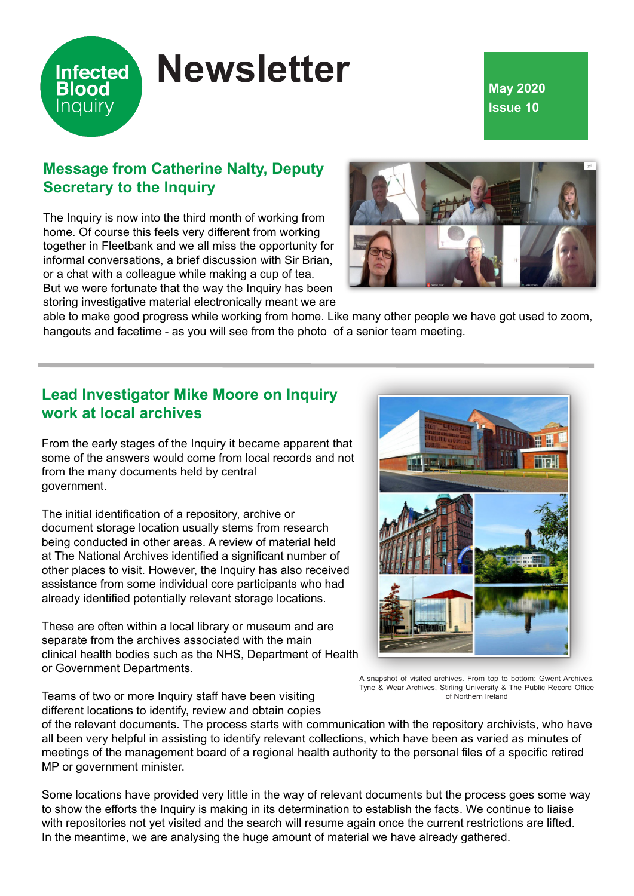# Infected Blood Inquiry Newsletter

**May 2020**
**Issue 10**

## Message from Catherine Nalty, Deputy Secretary to the Inquiry

The Inquiry is now into the third month of working from home. Of course this feels very different from working together in Fleetbank and we all miss the opportunity for informal conversations, a brief discussion with Sir Brian, or a chat with a colleague while making a cup of tea. But we were fortunate that the way the Inquiry has been storing investigative material electronically meant we are able to make good progress while working from home. Like many other people we have got used to zoom, hangouts and facetime - as you will see from the photo of a senior team meeting.

---

## Lead Investigator Mike Moore on Inquiry work at local archives

From the early stages of the Inquiry it became apparent that some of the answers would come from local records and not from the many documents held by central government.

The initial identification of a repository, archive or document storage location usually stems from research being conducted in other areas. A review of material held at The National Archives identified a significant number of other places to visit. However, the Inquiry has also received assistance from some individual core participants who had already identified potentially relevant storage locations.

These are often within a local library or museum and are separate from the archives associated with the main clinical health bodies such as the NHS, Department of Health or Government Departments.

A snapshot of visited archives. From top to bottom: Gwent Archives, Tyne & Wear Archives, Stirling University & The Public Record Office of Northern Ireland

Teams of two or more Inquiry staff have been visiting different locations to identify, review and obtain copies of the relevant documents. The process starts with communication with the repository archivists, who have all been very helpful in assisting to identify relevant collections, which have been as varied as minutes of meetings of the management board of a regional health authority to the personal files of a specific retired MP or government minister.

Some locations have provided very little in the way of relevant documents but the process goes some way to show the efforts the Inquiry is making in its determination to establish the facts. We continue to liaise with repositories not yet visited and the search will resume again once the current restrictions are lifted. In the meantime, we are analysing the huge amount of material we have already gathered.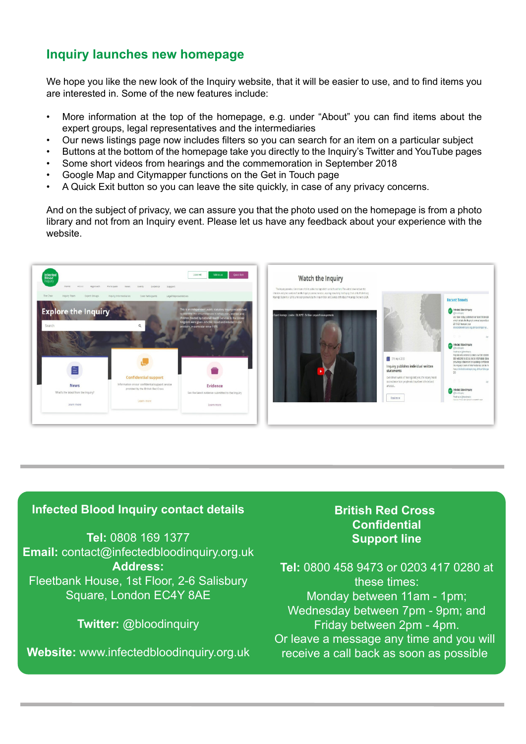## Inquiry launches new homepage

We hope you like the new look of the Inquiry website, that it will be easier to use, and to find items you are interested in. Some of the new features include:

- More information at the top of the homepage, e.g. under "About" you can find items about the expert groups, legal representatives and the intermediaries
- Our news listings page now includes filters so you can search for an item on a particular subject
- Buttons at the bottom of the homepage take you directly to the Inquiry's Twitter and YouTube pages
- Some short videos from hearings and the commemoration in September 2018
- Google Map and Citymapper functions on the Get in Touch page
- A Quick Exit button so you can leave the site quickly, in case of any privacy concerns.

And on the subject of privacy, we can assure you that the photo used on the homepage is from a photo library and not from an Inquiry event. Please let us have any feedback about your experience with the website.

### Infected Blood Inquiry contact details

**Tel:** 0808 169 1377
**Email:** contact@infectedbloodinquiry.org.uk
**Address:**
Fleetbank House, 1st Floor, 2-6 Salisbury Square, London EC4Y 8AE

**Twitter:** @bloodinquiry

**Website:** www.infectedbloodinquiry.org.uk

### British Red Cross Confidential Support line

**Tel:** 0800 458 9473 or 0203 417 0280 at these times:
Monday between 11am - 1pm;
Wednesday between 7pm - 9pm; and
Friday between 2pm - 4pm.
Or leave a message any time and you will receive a call back as soon as possible